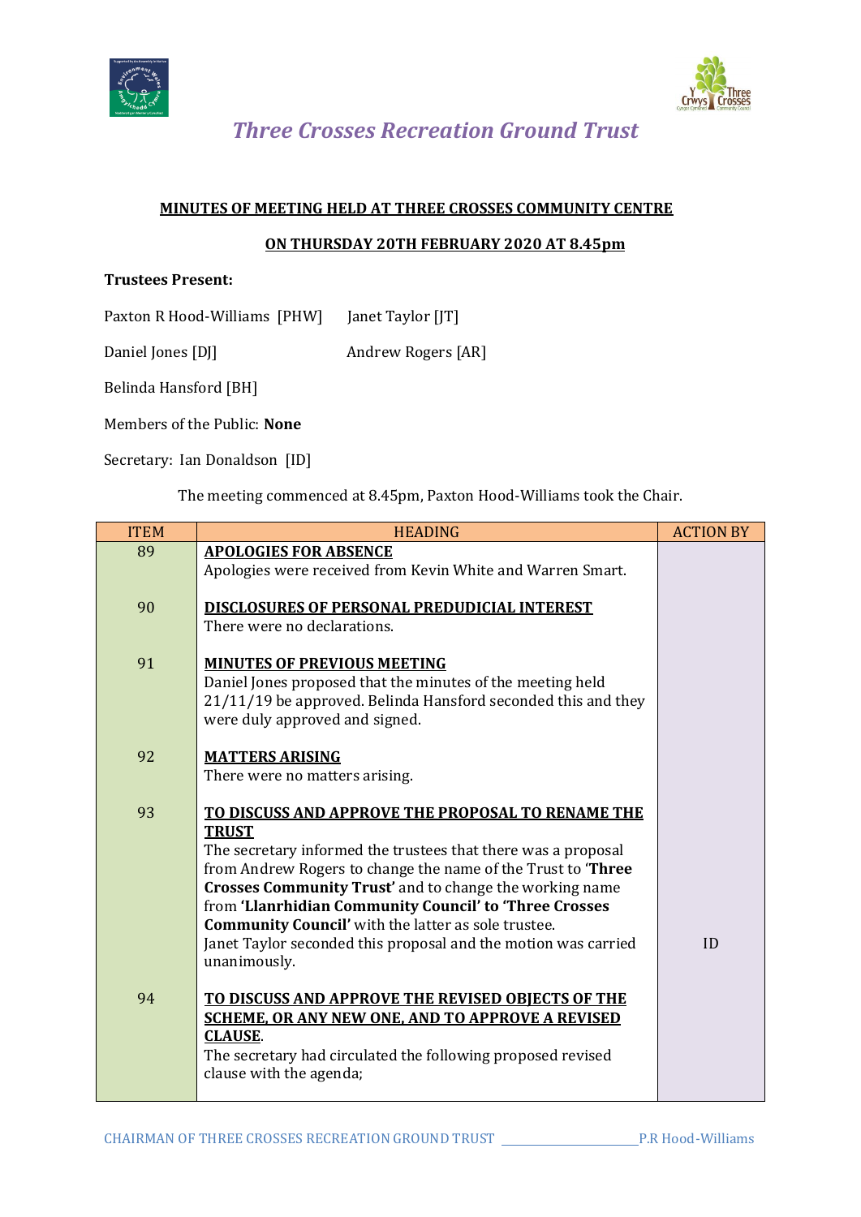# *Three Crosses Recreation Ground Trust*

**MINUTES OF MEETING HELD AT THREE CROSSES COMMUNITY CENTRE**

**ON THURSDAY 20TH FEBRUARY 2020 AT 8.45pm**

**Trustees Present:**

Paxton R Hood-Williams [PHW] Janet Taylor [JT]

Daniel Jones [DJ] Andrew Rogers [AR]

Belinda Hansford [BH]

Members of the Public: **None**

Secretary: Ian Donaldson [ID]

The meeting commenced at 8.45pm, Paxton Hood-Williams took the Chair.

| ITEM | HEADING | ACTION BY |
|---|---|---|
| 89 | **APOLOGIES FOR ABSENCE**<br>Apologies were received from Kevin White and Warren Smart. | |
| 90 | **DISCLOSURES OF PERSONAL PREDUDICIAL INTEREST**<br>There were no declarations. | |
| 91 | **MINUTES OF PREVIOUS MEETING**<br>Daniel Jones proposed that the minutes of the meeting held 21/11/19 be approved. Belinda Hansford seconded this and they were duly approved and signed. | |
| 92 | **MATTERS ARISING**<br>There were no matters arising. | |
| 93 | **TO DISCUSS AND APPROVE THE PROPOSAL TO RENAME THE TRUST**<br>The secretary informed the trustees that there was a proposal from Andrew Rogers to change the name of the Trust to **'Three Crosses Community Trust'** and to change the working name from **'Llanrhidian Community Council' to 'Three Crosses Community Council'** with the latter as sole trustee.<br>Janet Taylor seconded this proposal and the motion was carried unanimously. | ID |
| 94 | **TO DISCUSS AND APPROVE THE REVISED OBJECTS OF THE SCHEME, OR ANY NEW ONE, AND TO APPROVE A REVISED CLAUSE**.<br>The secretary had circulated the following proposed revised clause with the agenda; | |

CHAIRMAN OF THREE CROSSES RECREATION GROUND TRUST \_\_\_\_\_\_\_\_\_\_\_\_\_\_\_\_\_\_\_\_ P.R Hood-Williams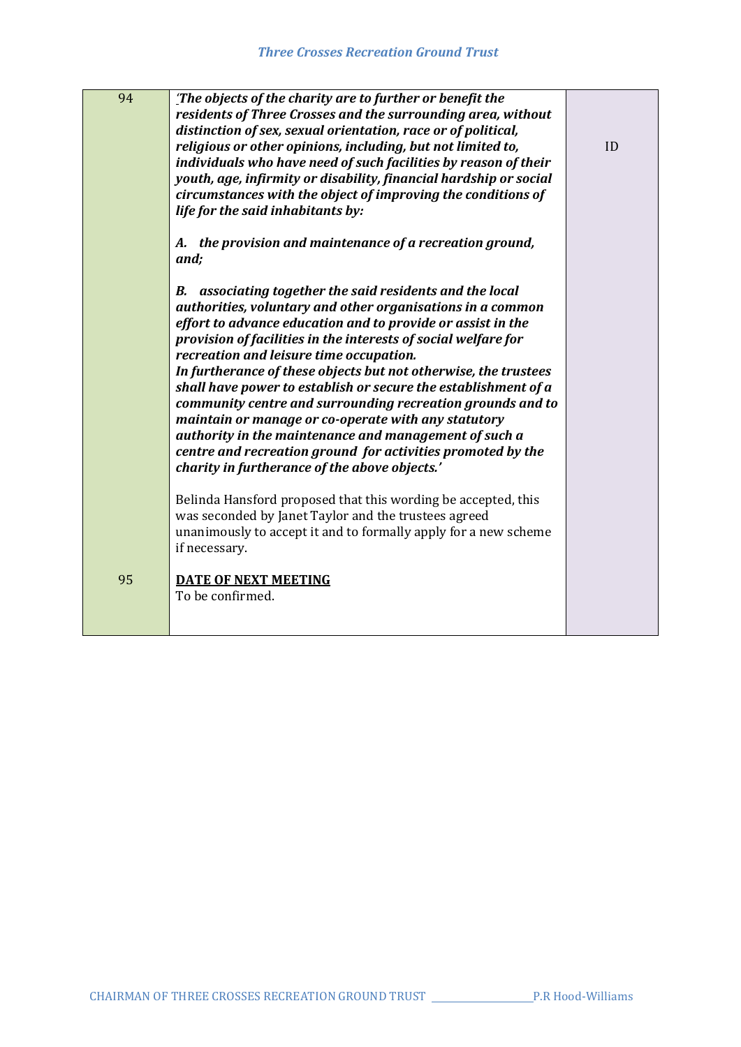| | | |
|---|---|---|
| 94 | ***'The objects of the charity are to further or benefit the residents of Three Crosses and the surrounding area, without distinction of sex, sexual orientation, race or of political, religious or other opinions, including, but not limited to, individuals who have need of such facilities by reason of their youth, age, infirmity or disability, financial hardship or social circumstances with the object of improving the conditions of life for the said inhabitants by:***<br><br>***A. the provision and maintenance of a recreation ground, and;***<br><br>***B. associating together the said residents and the local authorities, voluntary and other organisations in a common effort to advance education and to provide or assist in the provision of facilities in the interests of social welfare for recreation and leisure time occupation.***<br>***In furtherance of these objects but not otherwise, the trustees shall have power to establish or secure the establishment of a community centre and surrounding recreation grounds and to maintain or manage or co-operate with any statutory authority in the maintenance and management of such a centre and recreation ground for activities promoted by the charity in furtherance of the above objects.'***<br><br>Belinda Hansford proposed that this wording be accepted, this was seconded by Janet Taylor and the trustees agreed unanimously to accept it and to formally apply for a new scheme if necessary. | ID |
| 95 | **DATE OF NEXT MEETING**<br>To be confirmed. | |

CHAIRMAN OF THREE CROSSES RECREATION GROUND TRUST ____________ P.R Hood-Williams